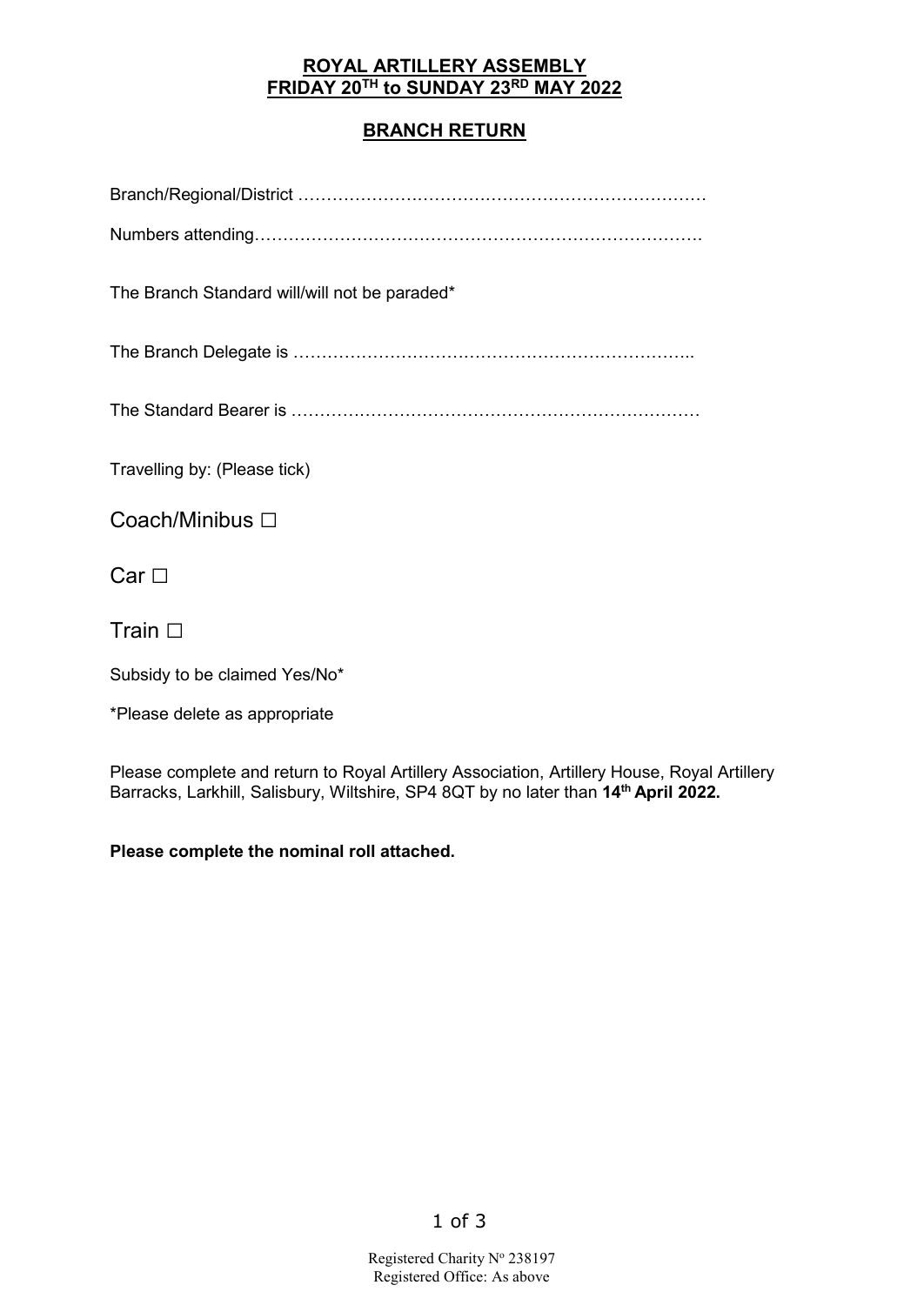# ROYAL ARTILLERY ASSEMBLY
# FRIDAY 20TH to SUNDAY 23RD MAY 2022

## BRANCH RETURN

Branch/Regional/District ………………………………………………………………

Numbers attending…………………………………………………………………….

The Branch Standard will/will not be paraded*

The Branch Delegate is ……………………………………………………………..

The Standard Bearer is ………………………………………………………………

Travelling by: (Please tick)

Coach/Minibus ☐

Car ☐

Train ☐

Subsidy to be claimed Yes/No*

*Please delete as appropriate

Please complete and return to Royal Artillery Association, Artillery House, Royal Artillery Barracks, Larkhill, Salisbury, Wiltshire, SP4 8QT by no later than **14th April 2022.**

**Please complete the nominal roll attached.**

Registered Charity No 238197
Registered Office: As above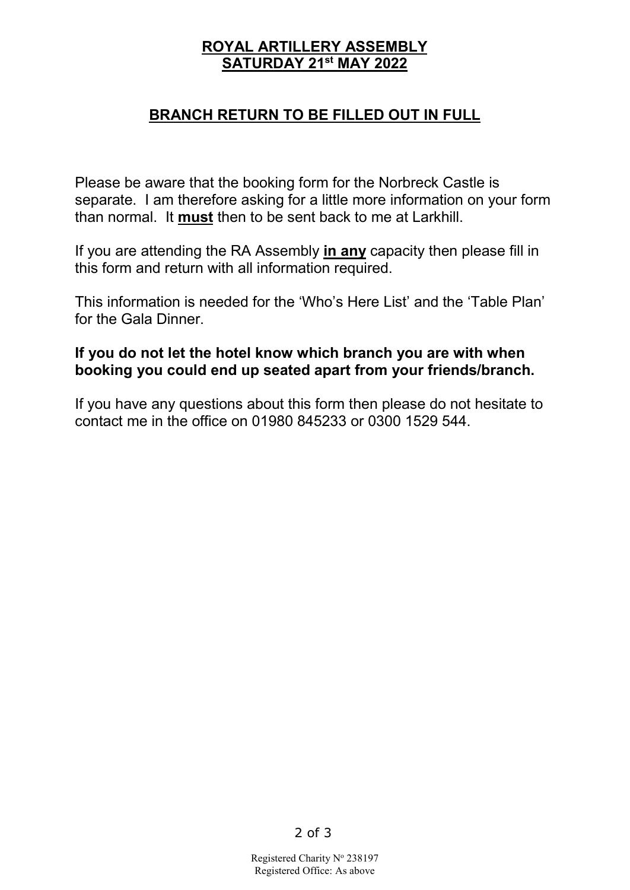# ROYAL ARTILLERY ASSEMBLY
# SATURDAY 21st MAY 2022

## BRANCH RETURN TO BE FILLED OUT IN FULL

Please be aware that the booking form for the Norbreck Castle is separate. I am therefore asking for a little more information on your form than normal. It **must** then to be sent back to me at Larkhill.

If you are attending the RA Assembly **in any** capacity then please fill in this form and return with all information required.

This information is needed for the 'Who's Here List' and the 'Table Plan' for the Gala Dinner.

**If you do not let the hotel know which branch you are with when booking you could end up seated apart from your friends/branch.**

If you have any questions about this form then please do not hesitate to contact me in the office on 01980 845233 or 0300 1529 544.

Registered Charity No 238197
Registered Office: As above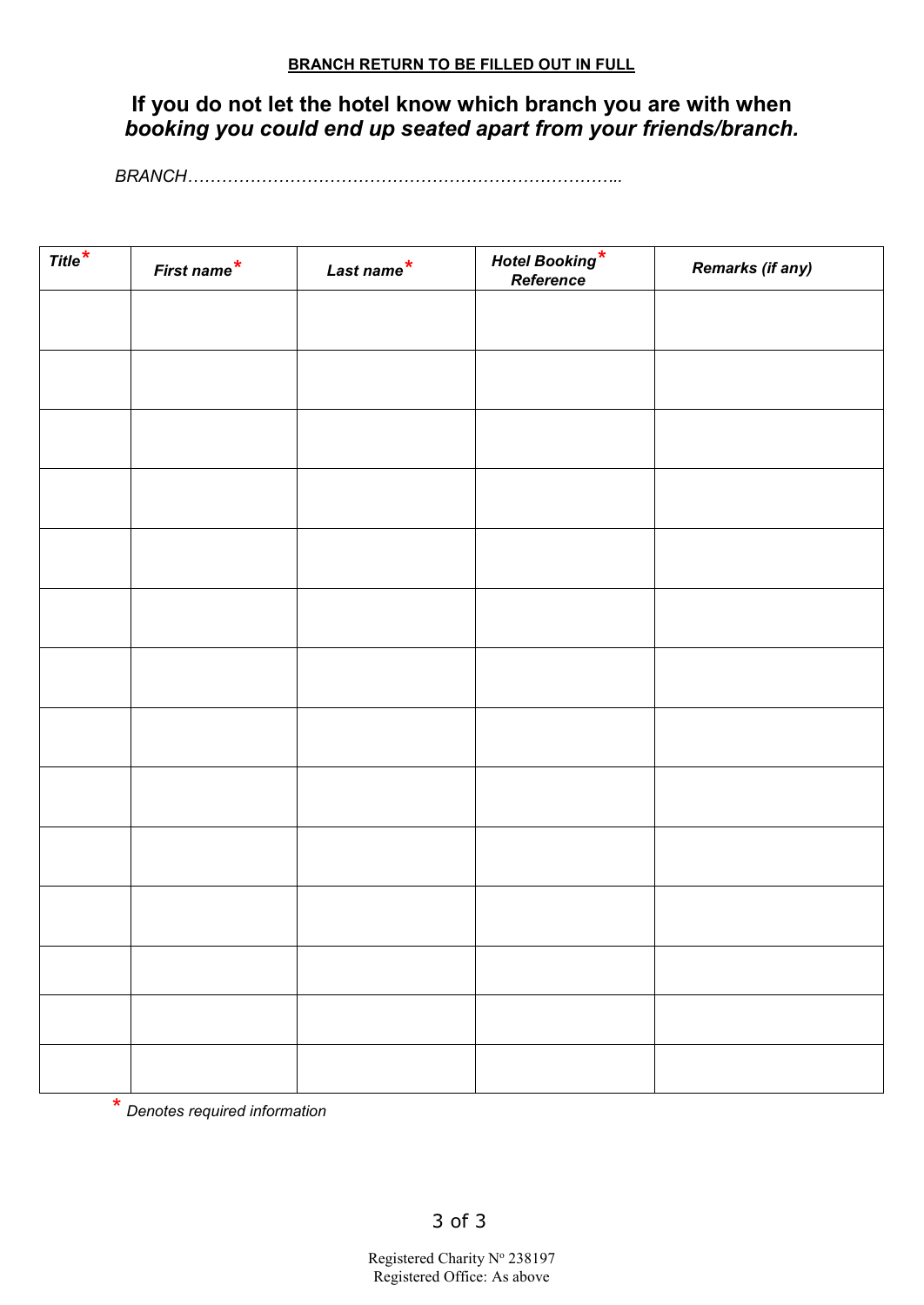**BRANCH RETURN TO BE FILLED OUT IN FULL**

## If you do not let the hotel know which branch you are with when *booking you could end up seated apart from your friends/branch.*

*BRANCH…………………………………………………………………..*

| *Title** | *First name** | *Last name** | *Hotel Booking* Reference* | *Remarks (if any)* |
|---|---|---|---|---|
| | | | | |
| | | | | |
| | | | | |
| | | | | |
| | | | | |
| | | | | |
| | | | | |
| | | | | |
| | | | | |
| | | | | |
| | | | | |
| | | | | |
| | | | | |
| | | | | |

\* *Denotes required information*

Registered Charity Nº 238197
Registered Office: As above